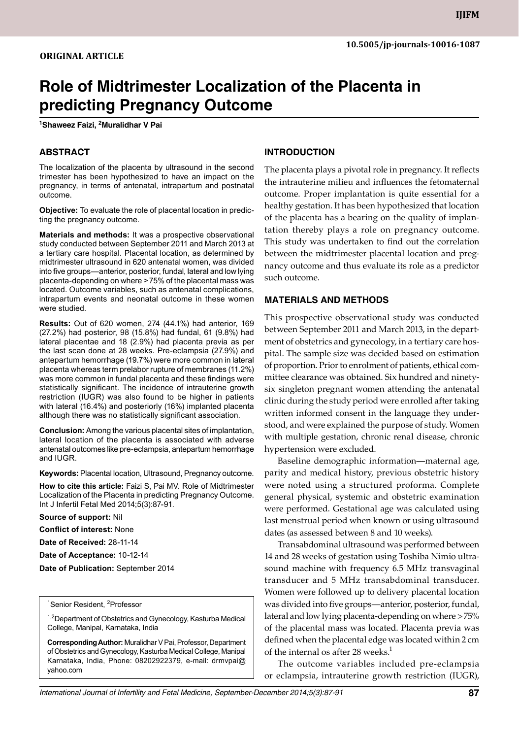**ORIGINAL ARTICLE**

10.5005/jp-journals-10016-1087

# Role of Midtrimester Localization of the Placenta in predicting Pregnancy Outcome

[1]Shaweez Faizi, [2]Muralidhar V Pai

## ABSTRACT

The localization of the placenta by ultrasound in the second trimester has been hypothesized to have an impact on the pregnancy, in terms of antenatal, intrapartum and postnatal outcome.

**Objective:** To evaluate the role of placental location in predicting the pregnancy outcome.

**Materials and methods:** It was a prospective observational study conducted between September 2011 and March 2013 at a tertiary care hospital. Placental location, as determined by midtrimester ultrasound in 620 antenatal women, was divided into five groups—anterior, posterior, fundal, lateral and low lying placenta-depending on where >75% of the placental mass was located. Outcome variables, such as antenatal complications, intrapartum events and neonatal outcome in these women were studied.

**Results:** Out of 620 women, 274 (44.1%) had anterior, 169 (27.2%) had posterior, 98 (15.8%) had fundal, 61 (9.8%) had lateral placentae and 18 (2.9%) had placenta previa as per the last scan done at 28 weeks. Pre-eclampsia (27.9%) and antepartum hemorrhage (19.7%) were more common in lateral placenta whereas term prelabor rupture of membranes (11.2%) was more common in fundal placenta and these findings were statistically significant. The incidence of intrauterine growth restriction (IUGR) was also found to be higher in patients with lateral (16.4%) and posteriorly (16%) implanted placenta although there was no statistically significant association.

**Conclusion:** Among the various placental sites of implantation, lateral location of the placenta is associated with adverse antenatal outcomes like pre-eclampsia, antepartum hemorrhage and IUGR.

**Keywords:** Placental location, Ultrasound, Pregnancy outcome.

**How to cite this article:** Faizi S, Pai MV. Role of Midtrimester Localization of the Placenta in predicting Pregnancy Outcome. Int J Infertil Fetal Med 2014;5(3):87-91.

**Source of support:** Nil

**Conflict of interest:** None

**Date of Received:** 28-11-14

**Date of Acceptance:** 10-12-14

**Date of Publication:** September 2014

[1]Senior Resident, [2]Professor

[1,2]Department of Obstetrics and Gynecology, Kasturba Medical College, Manipal, Karnataka, India

**Corresponding Author:** Muralidhar V Pai, Professor, Department of Obstetrics and Gynecology, Kasturba Medical College, Manipal Karnataka, India, Phone: 08202922379, e-mail: drmvpai@yahoo.com

## INTRODUCTION

The placenta plays a pivotal role in pregnancy. It reflects the intrauterine milieu and influences the fetomaternal outcome. Proper implantation is quite essential for a healthy gestation. It has been hypothesized that location of the placenta has a bearing on the quality of implantation thereby plays a role on pregnancy outcome. This study was undertaken to find out the correlation between the midtrimester placental location and pregnancy outcome and thus evaluate its role as a predictor such outcome.

## MATERIALS AND METHODS

This prospective observational study was conducted between September 2011 and March 2013, in the department of obstetrics and gynecology, in a tertiary care hospital. The sample size was decided based on estimation of proportion. Prior to enrolment of patients, ethical committee clearance was obtained. Six hundred and ninety-six singleton pregnant women attending the antenatal clinic during the study period were enrolled after taking written informed consent in the language they understood, and were explained the purpose of study. Women with multiple gestation, chronic renal disease, chronic hypertension were excluded.

Baseline demographic information—maternal age, parity and medical history, previous obstetric history were noted using a structured proforma. Complete general physical, systemic and obstetric examination were performed. Gestational age was calculated using last menstrual period when known or using ultrasound dates (as assessed between 8 and 10 weeks).

Transabdominal ultrasound was performed between 14 and 28 weeks of gestation using Toshiba Nimio ultrasound machine with frequency 6.5 MHz transvaginal transducer and 5 MHz transabdominal transducer. Women were followed up to delivery placental location was divided into five groups—anterior, posterior, fundal, lateral and low lying placenta-depending on where >75% of the placental mass was located. Placenta previa was defined when the placental edge was located within 2 cm of the internal os after 28 weeks.[1]

The outcome variables included pre-eclampsia or eclampsia, intrauterine growth restriction (IUGR),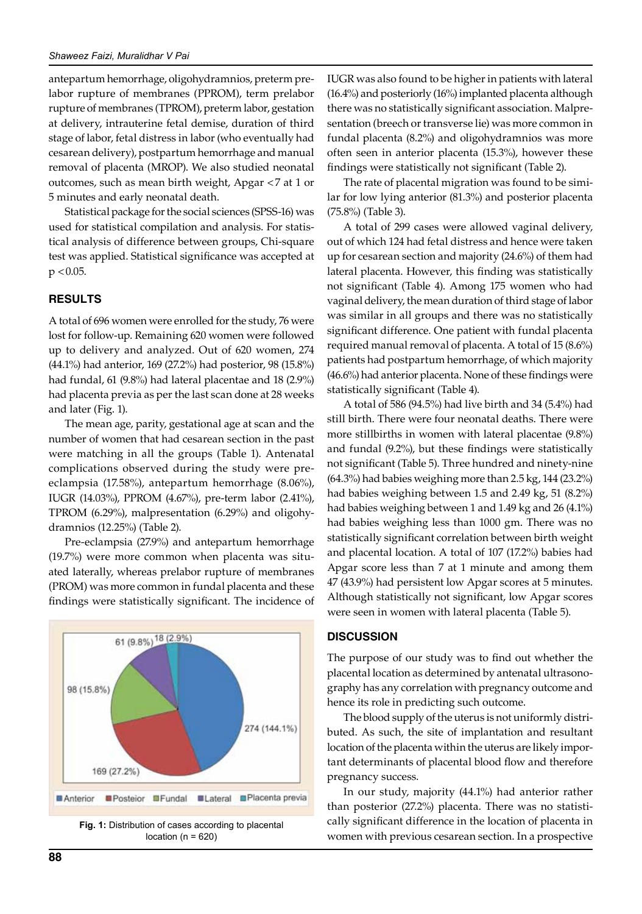antepartum hemorrhage, oligohydramnios, preterm prelabor rupture of membranes (PPROM), term prelabor rupture of membranes (TPROM), preterm labor, gestation at delivery, intrauterine fetal demise, duration of third stage of labor, fetal distress in labor (who eventually had cesarean delivery), postpartum hemorrhage and manual removal of placenta (MROP). We also studied neonatal outcomes, such as mean birth weight, Apgar <7 at 1 or 5 minutes and early neonatal death.

Statistical package for the social sciences (SPSS-16) was used for statistical compilation and analysis. For statistical analysis of difference between groups, Chi-square test was applied. Statistical significance was accepted at $p < 0.05$.

## RESULTS

A total of 696 women were enrolled for the study, 76 were lost for follow-up. Remaining 620 women were followed up to delivery and analyzed. Out of 620 women, 274 (44.1%) had anterior, 169 (27.2%) had posterior, 98 (15.8%) had fundal, 61 (9.8%) had lateral placentae and 18 (2.9%) had placenta previa as per the last scan done at 28 weeks and later (Fig. 1).

The mean age, parity, gestational age at scan and the number of women that had cesarean section in the past were matching in all the groups (Table 1). Antenatal complications observed during the study were pre-eclampsia (17.58%), antepartum hemorrhage (8.06%), IUGR (14.03%), PPROM (4.67%), pre-term labor (2.41%), TPROM (6.29%), malpresentation (6.29%) and oligohydramnios (12.25%) (Table 2).

Pre-eclampsia (27.9%) and antepartum hemorrhage (19.7%) were more common when placenta was situated laterally, whereas prelabor rupture of membranes (PROM) was more common in fundal placenta and these findings were statistically significant. The incidence of IUGR was also found to be higher in patients with lateral (16.4%) and posteriorly (16%) implanted placenta although there was no statistically significant association. Malpresentation (breech or transverse lie) was more common in fundal placenta (8.2%) and oligohydramnios was more often seen in anterior placenta (15.3%), however these findings were statistically not significant (Table 2).

The rate of placental migration was found to be similar for low lying anterior (81.3%) and posterior placenta (75.8%) (Table 3).

A total of 299 cases were allowed vaginal delivery, out of which 124 had fetal distress and hence were taken up for cesarean section and majority (24.6%) of them had lateral placenta. However, this finding was statistically not significant (Table 4). Among 175 women who had vaginal delivery, the mean duration of third stage of labor was similar in all groups and there was no statistically significant difference. One patient with fundal placenta required manual removal of placenta. A total of 15 (8.6%) patients had postpartum hemorrhage, of which majority (46.6%) had anterior placenta. None of these findings were statistically significant (Table 4).

A total of 586 (94.5%) had live birth and 34 (5.4%) had still birth. There were four neonatal deaths. There were more stillbirths in women with lateral placentae (9.8%) and fundal (9.2%), but these findings were statistically not significant (Table 5). Three hundred and ninety-nine (64.3%) had babies weighing more than 2.5 kg, 144 (23.2%) had babies weighing between 1.5 and 2.49 kg, 51 (8.2%) had babies weighing between 1 and 1.49 kg and 26 (4.1%) had babies weighing less than 1000 gm. There was no statistically significant correlation between birth weight and placental location. A total of 107 (17.2%) babies had Apgar score less than 7 at 1 minute and among them 47 (43.9%) had persistent low Apgar scores at 5 minutes. Although statistically not significant, low Apgar scores were seen in women with lateral placenta (Table 5).

**Fig. 1:** Distribution of cases according to placental location (n = 620)

## DISCUSSION

The purpose of our study was to find out whether the placental location as determined by antenatal ultrasonography has any correlation with pregnancy outcome and hence its role in predicting such outcome.

The blood supply of the uterus is not uniformly distributed. As such, the site of implantation and resultant location of the placenta within the uterus are likely important determinants of placental blood flow and therefore pregnancy success.

In our study, majority (44.1%) had anterior rather than posterior (27.2%) placenta. There was no statistically significant difference in the location of placenta in women with previous cesarean section. In a prospective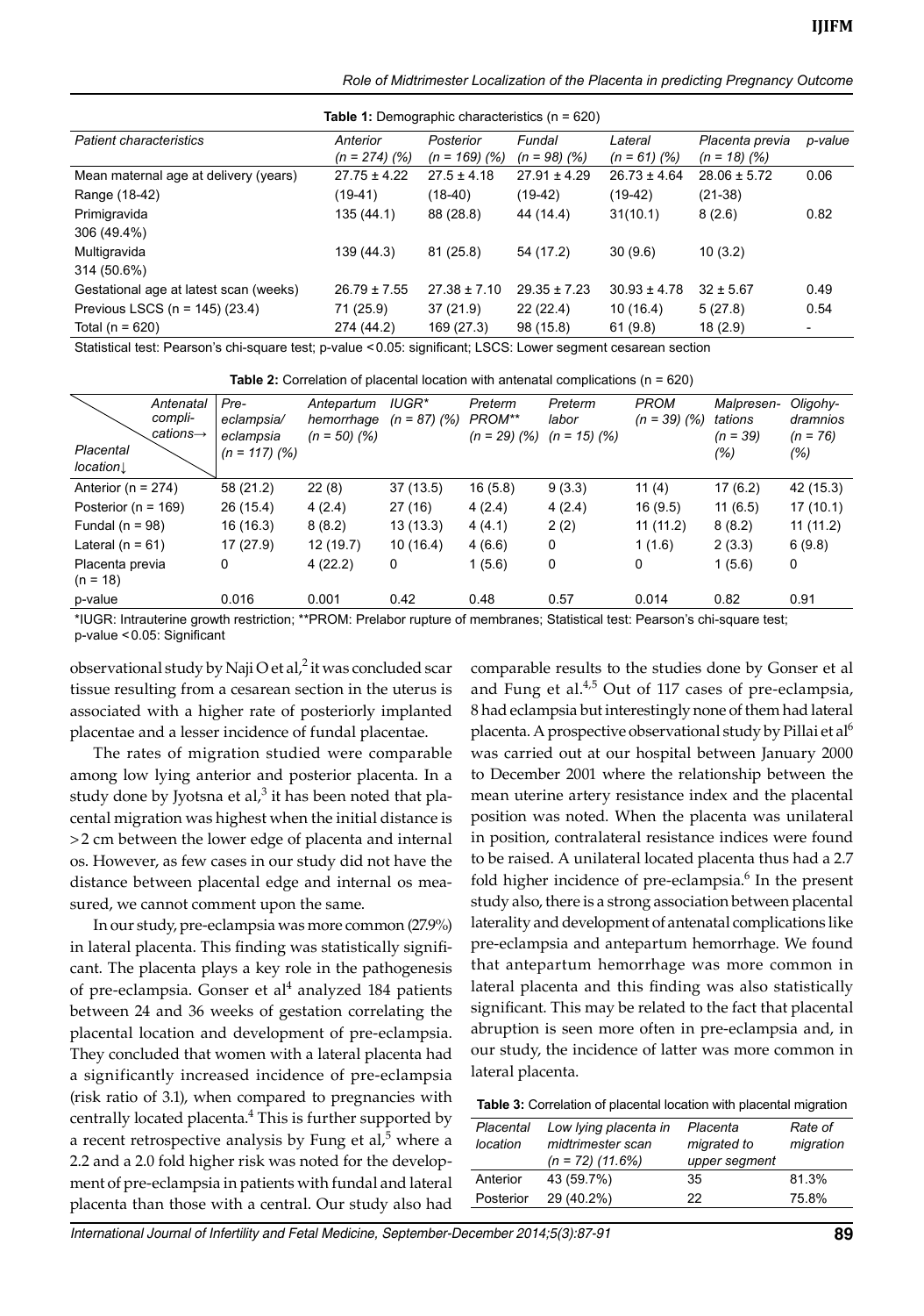**Table 1:** Demographic characteristics (n = 620)

| *Patient characteristics* | *Anterior (n = 274) (%)* | *Posterior (n = 169) (%)* | *Fundal (n = 98) (%)* | *Lateral (n = 61) (%)* | *Placenta previa (n = 18) (%)* | *p-value* |
|---|---|---|---|---|---|---|
| Mean maternal age at delivery (years) | 27.75 ± 4.22 | 27.5 ± 4.18 | 27.91 ± 4.29 | 26.73 ± 4.64 | 28.06 ± 5.72 | 0.06 |
| Range (18-42) | (19-41) | (18-40) | (19-42) | (19-42) | (21-38) | |
| Primigravida 306 (49.4%) | 135 (44.1) | 88 (28.8) | 44 (14.4) | 31(10.1) | 8 (2.6) | 0.82 |
| Multigravida 314 (50.6%) | 139 (44.3) | 81 (25.8) | 54 (17.2) | 30 (9.6) | 10 (3.2) | |
| Gestational age at latest scan (weeks) | 26.79 ± 7.55 | 27.38 ± 7.10 | 29.35 ± 7.23 | 30.93 ± 4.78 | 32 ± 5.67 | 0.49 |
| Previous LSCS (n = 145) (23.4) | 71 (25.9) | 37 (21.9) | 22 (22.4) | 10 (16.4) | 5 (27.8) | 0.54 |
| Total (n = 620) | 274 (44.2) | 169 (27.3) | 98 (15.8) | 61 (9.8) | 18 (2.9) | - |

Statistical test: Pearson's chi-square test; p-value <0.05: significant; LSCS: Lower segment cesarean section

**Table 2:** Correlation of placental location with antenatal complications (n = 620)

| *Antenatal complications→ / Placental location↓* | *Pre-eclampsia/ eclampsia (n = 117) (%)* | *Antepartum hemorrhage (n = 50) (%)* | *IUGR\* (n = 87) (%)* | *Preterm PROM\*\* (n = 29) (%)* | *Preterm labor (n = 15) (%)* | *PROM (n = 39) (%)* | *Malpresentations (n = 39) (%)* | *Oligohydramnios (n = 76) (%)* |
|---|---|---|---|---|---|---|---|---|
| Anterior (n = 274) | 58 (21.2) | 22 (8) | 37 (13.5) | 16 (5.8) | 9 (3.3) | 11 (4) | 17 (6.2) | 42 (15.3) |
| Posterior (n = 169) | 26 (15.4) | 4 (2.4) | 27 (16) | 4 (2.4) | 4 (2.4) | 16 (9.5) | 11 (6.5) | 17 (10.1) |
| Fundal (n = 98) | 16 (16.3) | 8 (8.2) | 13 (13.3) | 4 (4.1) | 2 (2) | 11 (11.2) | 8 (8.2) | 11 (11.2) |
| Lateral (n = 61) | 17 (27.9) | 12 (19.7) | 10 (16.4) | 4 (6.6) | 0 | 1 (1.6) | 2 (3.3) | 6 (9.8) |
| Placenta previa (n = 18) | 0 | 4 (22.2) | 0 | 1 (5.6) | 0 | 0 | 1 (5.6) | 0 |
| p-value | 0.016 | 0.001 | 0.42 | 0.48 | 0.57 | 0.014 | 0.82 | 0.91 |

\*IUGR: Intrauterine growth restriction; \*\*PROM: Prelabor rupture of membranes; Statistical test: Pearson's chi-square test; p-value <0.05: Significant

observational study by Naji O et al,[2] it was concluded scar tissue resulting from a cesarean section in the uterus is associated with a higher rate of posteriorly implanted placentae and a lesser incidence of fundal placentae.

The rates of migration studied were comparable among low lying anterior and posterior placenta. In a study done by Jyotsna et al,[3] it has been noted that placental migration was highest when the initial distance is >2 cm between the lower edge of placenta and internal os. However, as few cases in our study did not have the distance between placental edge and internal os measured, we cannot comment upon the same.

In our study, pre-eclampsia was more common (27.9%) in lateral placenta. This finding was statistically significant. The placenta plays a key role in the pathogenesis of pre-eclampsia. Gonser et al[4] analyzed 184 patients between 24 and 36 weeks of gestation correlating the placental location and development of pre-eclampsia. They concluded that women with a lateral placenta had a significantly increased incidence of pre-eclampsia (risk ratio of 3.1), when compared to pregnancies with centrally located placenta.[4] This is further supported by a recent retrospective analysis by Fung et al,[5] where a 2.2 and a 2.0 fold higher risk was noted for the development of pre-eclampsia in patients with fundal and lateral placenta than those with a central. Our study also had comparable results to the studies done by Gonser et al and Fung et al.[4,5] Out of 117 cases of pre-eclampsia, 8 had eclampsia but interestingly none of them had lateral placenta. A prospective observational study by Pillai et al[6] was carried out at our hospital between January 2000 to December 2001 where the relationship between the mean uterine artery resistance index and the placental position was noted. When the placenta was unilateral in position, contralateral resistance indices were found to be raised. A unilateral located placenta thus had a 2.7 fold higher incidence of pre-eclampsia.[6] In the present study also, there is a strong association between placental laterality and development of antenatal complications like pre-eclampsia and antepartum hemorrhage. We found that antepartum hemorrhage was more common in lateral placenta and this finding was also statistically significant. This may be related to the fact that placental abruption is seen more often in pre-eclampsia and, in our study, the incidence of latter was more common in lateral placenta.

**Table 3:** Correlation of placental location with placental migration

| *Placental location* | *Low lying placenta in midtrimester scan (n = 72) (11.6%)* | *Placenta migrated to upper segment* | *Rate of migration* |
|---|---|---|---|
| Anterior | 43 (59.7%) | 35 | 81.3% |
| Posterior | 29 (40.2%) | 22 | 75.8% |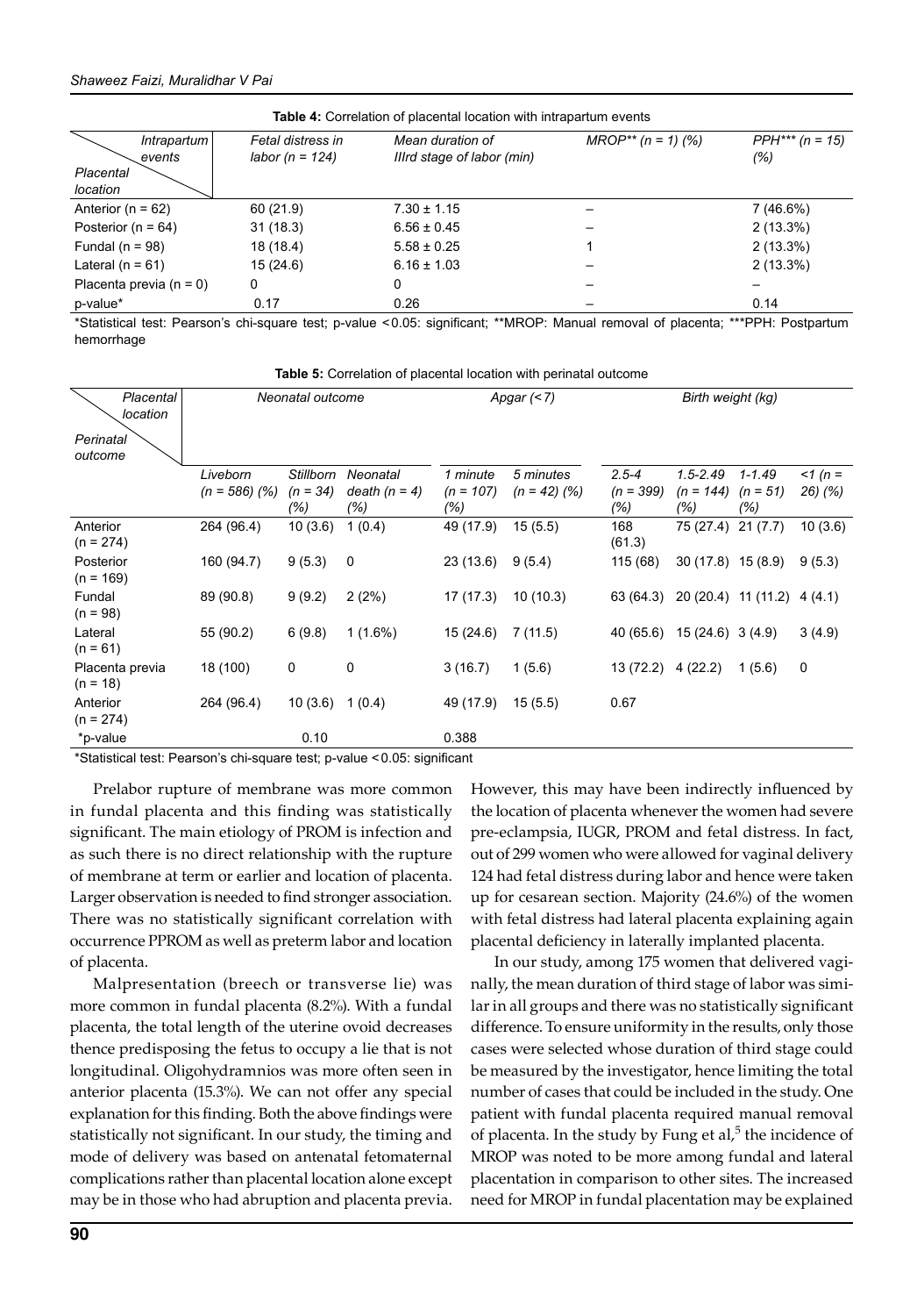**Table 4:** Correlation of placental location with intrapartum events

| Placental location \ Intrapartum events | Fetal distress in labor (n = 124) | Mean duration of IIIrd stage of labor (min) | MROP** (n = 1) (%) | PPH*** (n = 15) (%) |
|---|---|---|---|---|
| Anterior (n = 62) | 60 (21.9) | 7.30 ± 1.15 | – | 7 (46.6%) |
| Posterior (n = 64) | 31 (18.3) | 6.56 ± 0.45 | – | 2 (13.3%) |
| Fundal (n = 98) | 18 (18.4) | 5.58 ± 0.25 | 1 | 2 (13.3%) |
| Lateral (n = 61) | 15 (24.6) | 6.16 ± 1.03 | – | 2 (13.3%) |
| Placenta previa (n = 0) | 0 | 0 | – | – |
| p-value* | 0.17 | 0.26 | – | 0.14 |

*Statistical test: Pearson's chi-square test; p-value <0.05: significant; **MROP: Manual removal of placenta; ***PPH: Postpartum hemorrhage

**Table 5:** Correlation of placental location with perinatal outcome

| Perinatal outcome \ Placental location | Neonatal outcome | | | Apgar (<7) | | Birth weight (kg) | | | |
|---|---|---|---|---|---|---|---|---|---|
| | Liveborn (n = 586) (%) | Stillborn (n = 34) (%) | Neonatal death (n = 4) (%) | 1 minute (n = 107) (%) | 5 minutes (n = 42) (%) | 2.5-4 (n = 399) (%) | 1.5-2.49 (n = 144) (%) | 1-1.49 (n = 51) (%) | <1 (n = 26) (%) |
| Anterior (n = 274) | 264 (96.4) | 10 (3.6) | 1 (0.4) | 49 (17.9) | 15 (5.5) | 168 (61.3) | 75 (27.4) | 21 (7.7) | 10 (3.6) |
| Posterior (n = 169) | 160 (94.7) | 9 (5.3) | 0 | 23 (13.6) | 9 (5.4) | 115 (68) | 30 (17.8) | 15 (8.9) | 9 (5.3) |
| Fundal (n = 98) | 89 (90.8) | 9 (9.2) | 2 (2%) | 17 (17.3) | 10 (10.3) | 63 (64.3) | 20 (20.4) | 11 (11.2) | 4 (4.1) |
| Lateral (n = 61) | 55 (90.2) | 6 (9.8) | 1 (1.6%) | 15 (24.6) | 7 (11.5) | 40 (65.6) | 15 (24.6) | 3 (4.9) | 3 (4.9) |
| Placenta previa (n = 18) | 18 (100) | 0 | 0 | 3 (16.7) | 1 (5.6) | 13 (72.2) | 4 (22.2) | 1 (5.6) | 0 |
| Anterior (n = 274) | 264 (96.4) | 10 (3.6) | 1 (0.4) | 49 (17.9) | 15 (5.5) | 0.67 | | | |
| *p-value | | 0.10 | | 0.388 | | | | | |

*Statistical test: Pearson's chi-square test; p-value <0.05: significant

Prelabor rupture of membrane was more common in fundal placenta and this finding was statistically significant. The main etiology of PROM is infection and as such there is no direct relationship with the rupture of membrane at term or earlier and location of placenta. Larger observation is needed to find stronger association. There was no statistically significant correlation with occurrence PPROM as well as preterm labor and location of placenta.

Malpresentation (breech or transverse lie) was more common in fundal placenta (8.2%). With a fundal placenta, the total length of the uterine ovoid decreases thence predisposing the fetus to occupy a lie that is not longitudinal. Oligohydramnios was more often seen in anterior placenta (15.3%). We can not offer any special explanation for this finding. Both the above findings were statistically not significant. In our study, the timing and mode of delivery was based on antenatal fetomaternal complications rather than placental location alone except may be in those who had abruption and placenta previa. However, this may have been indirectly influenced by the location of placenta whenever the women had severe pre-eclampsia, IUGR, PROM and fetal distress. In fact, out of 299 women who were allowed for vaginal delivery 124 had fetal distress during labor and hence were taken up for cesarean section. Majority (24.6%) of the women with fetal distress had lateral placenta explaining again placental deficiency in laterally implanted placenta.

In our study, among 175 women that delivered vaginally, the mean duration of third stage of labor was similar in all groups and there was no statistically significant difference. To ensure uniformity in the results, only those cases were selected whose duration of third stage could be measured by the investigator, hence limiting the total number of cases that could be included in the study. One patient with fundal placenta required manual removal of placenta. In the study by Fung et al,[5] the incidence of MROP was noted to be more among fundal and lateral placentation in comparison to other sites. The increased need for MROP in fundal placentation may be explained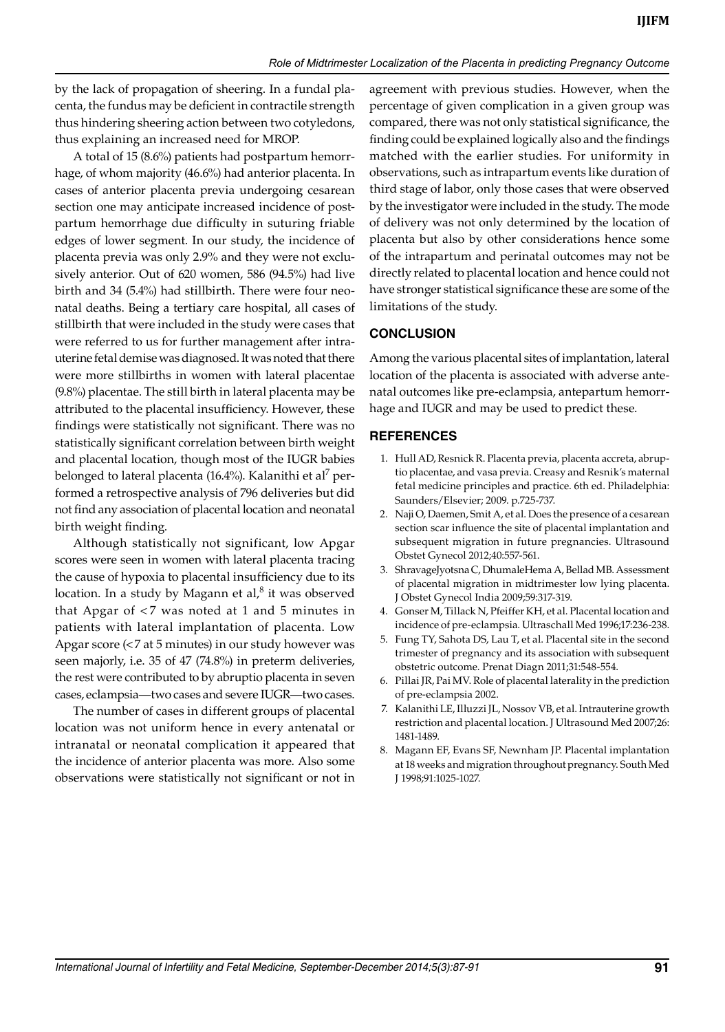by the lack of propagation of sheering. In a fundal placenta, the fundus may be deficient in contractile strength thus hindering sheering action between two cotyledons, thus explaining an increased need for MROP.

A total of 15 (8.6%) patients had postpartum hemorrhage, of whom majority (46.6%) had anterior placenta. In cases of anterior placenta previa undergoing cesarean section one may anticipate increased incidence of postpartum hemorrhage due difficulty in suturing friable edges of lower segment. In our study, the incidence of placenta previa was only 2.9% and they were not exclusively anterior. Out of 620 women, 586 (94.5%) had live birth and 34 (5.4%) had stillbirth. There were four neonatal deaths. Being a tertiary care hospital, all cases of stillbirth that were included in the study were cases that were referred to us for further management after intrauterine fetal demise was diagnosed. It was noted that there were more stillbirths in women with lateral placentae (9.8%) placentae. The still birth in lateral placenta may be attributed to the placental insufficiency. However, these findings were statistically not significant. There was no statistically significant correlation between birth weight and placental location, though most of the IUGR babies belonged to lateral placenta (16.4%). Kalanithi et al[7] performed a retrospective analysis of 796 deliveries but did not find any association of placental location and neonatal birth weight finding.

Although statistically not significant, low Apgar scores were seen in women with lateral placenta tracing the cause of hypoxia to placental insufficiency due to its location. In a study by Magann et al,[8] it was observed that Apgar of <7 was noted at 1 and 5 minutes in patients with lateral implantation of placenta. Low Apgar score (<7 at 5 minutes) in our study however was seen majorly, i.e. 35 of 47 (74.8%) in preterm deliveries, the rest were contributed to by abruptio placenta in seven cases, eclampsia—two cases and severe IUGR—two cases.

The number of cases in different groups of placental location was not uniform hence in every antenatal or intranatal or neonatal complication it appeared that the incidence of anterior placenta was more. Also some observations were statistically not significant or not in agreement with previous studies. However, when the percentage of given complication in a given group was compared, there was not only statistical significance, the finding could be explained logically also and the findings matched with the earlier studies. For uniformity in observations, such as intrapartum events like duration of third stage of labor, only those cases that were observed by the investigator were included in the study. The mode of delivery was not only determined by the location of placenta but also by other considerations hence some of the intrapartum and perinatal outcomes may not be directly related to placental location and hence could not have stronger statistical significance these are some of the limitations of the study.

## CONCLUSION

Among the various placental sites of implantation, lateral location of the placenta is associated with adverse antenatal outcomes like pre-eclampsia, antepartum hemorrhage and IUGR and may be used to predict these.

## REFERENCES

1. Hull AD, Resnick R. Placenta previa, placenta accreta, abruptio placentae, and vasa previa. Creasy and Resnik's maternal fetal medicine principles and practice. 6th ed. Philadelphia: Saunders/Elsevier; 2009. p.725-737.
2. Naji O, Daemen, Smit A, et al. Does the presence of a cesarean section scar influence the site of placental implantation and subsequent migration in future pregnancies. Ultrasound Obstet Gynecol 2012;40:557-561.
3. ShravageJyotsna C, DhumaleHema A, Bellad MB. Assessment of placental migration in midtrimester low lying placenta. J Obstet Gynecol India 2009;59:317-319.
4. Gonser M, Tillack N, Pfeiffer KH, et al. Placental location and incidence of pre-eclampsia. Ultraschall Med 1996;17:236-238.
5. Fung TY, Sahota DS, Lau T, et al. Placental site in the second trimester of pregnancy and its association with subsequent obstetric outcome. Prenat Diagn 2011;31:548-554.
6. Pillai JR, Pai MV. Role of placental laterality in the prediction of pre-eclampsia 2002.
7. Kalanithi LE, Illuzzi JL, Nossov VB, et al. Intrauterine growth restriction and placental location. J Ultrasound Med 2007;26: 1481-1489.
8. Magann EF, Evans SF, Newnham JP. Placental implantation at 18 weeks and migration throughout pregnancy. South Med J 1998;91:1025-1027.